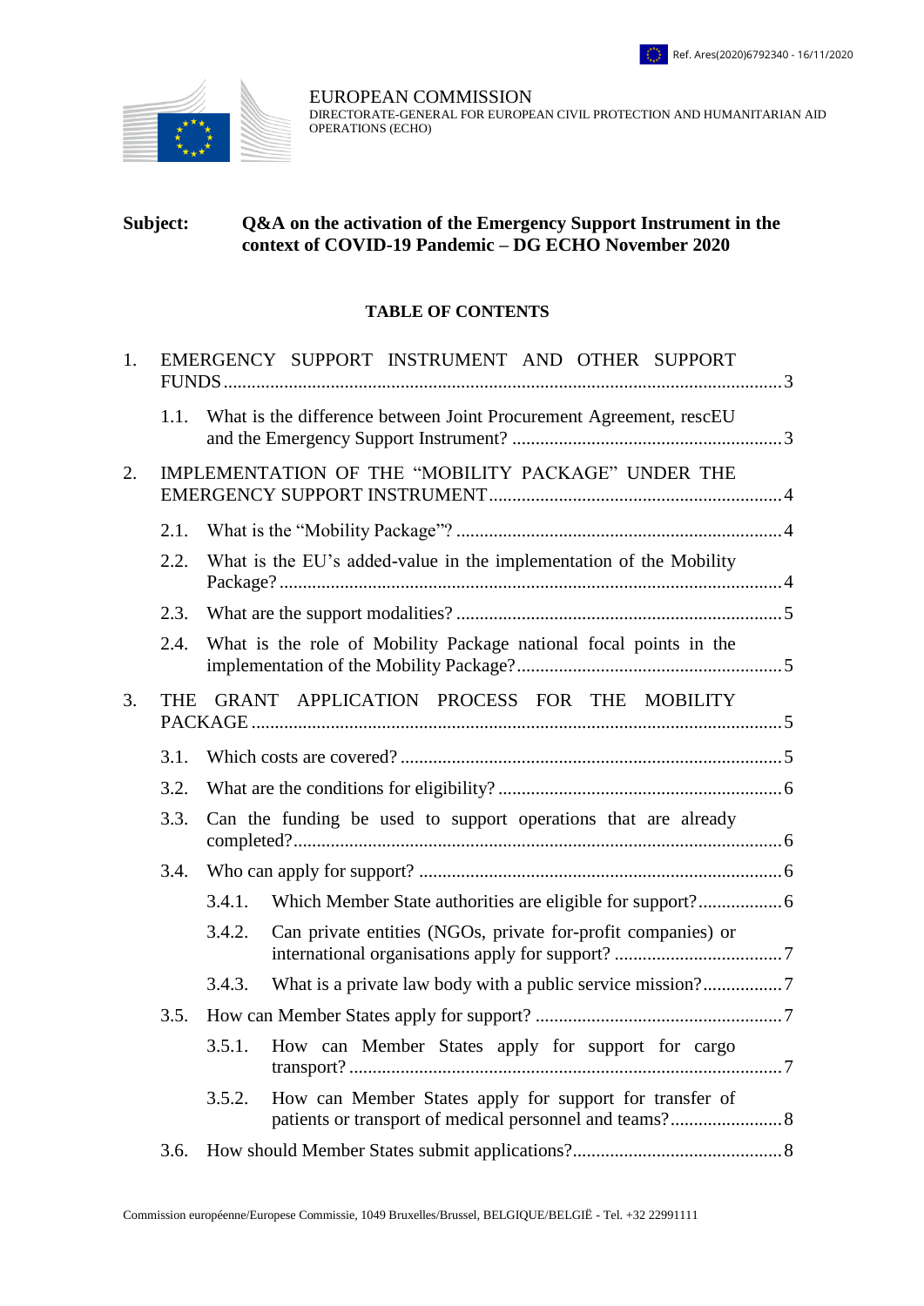Ref. Ares(2020)6792340 - 16/11/2020

EUROPEAN COMMISSION
DIRECTORATE-GENERAL FOR EUROPEAN CIVIL PROTECTION AND HUMANITARIAN AID OPERATIONS (ECHO)

**Subject: Q&A on the activation of the Emergency Support Instrument in the context of COVID-19 Pandemic – DG ECHO November 2020**

**TABLE OF CONTENTS**

1. EMERGENCY SUPPORT INSTRUMENT AND OTHER SUPPORT FUNDS .......... 3
   - 1.1. What is the difference between Joint Procurement Agreement, rescEU and the Emergency Support Instrument? .......... 3
2. IMPLEMENTATION OF THE "MOBILITY PACKAGE" UNDER THE EMERGENCY SUPPORT INSTRUMENT .......... 4
   - 2.1. What is the "Mobility Package"? .......... 4
   - 2.2. What is the EU's added-value in the implementation of the Mobility Package? .......... 4
   - 2.3. What are the support modalities? .......... 5
   - 2.4. What is the role of Mobility Package national focal points in the implementation of the Mobility Package? .......... 5
3. THE GRANT APPLICATION PROCESS FOR THE MOBILITY PACKAGE .......... 5
   - 3.1. Which costs are covered? .......... 5
   - 3.2. What are the conditions for eligibility? .......... 6
   - 3.3. Can the funding be used to support operations that are already completed? .......... 6
   - 3.4. Who can apply for support? .......... 6
     - 3.4.1. Which Member State authorities are eligible for support? .......... 6
     - 3.4.2. Can private entities (NGOs, private for-profit companies) or international organisations apply for support? .......... 7
     - 3.4.3. What is a private law body with a public service mission? .......... 7
   - 3.5. How can Member States apply for support? .......... 7
     - 3.5.1. How can Member States apply for support for cargo transport? .......... 7
     - 3.5.2. How can Member States apply for support for transfer of patients or transport of medical personnel and teams? .......... 8
   - 3.6. How should Member States submit applications? .......... 8

Commission européenne/Europese Commissie, 1049 Bruxelles/Brussel, BELGIQUE/BELGIË - Tel. +32 22991111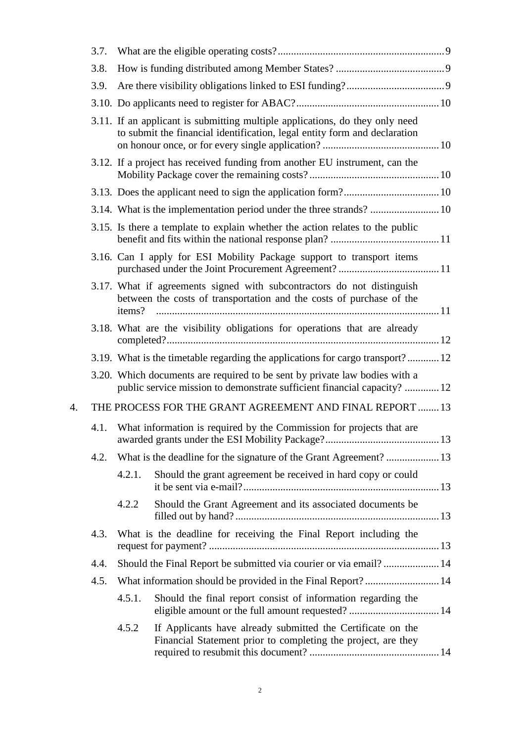3.7. What are the eligible operating costs? ... 9

3.8. How is funding distributed among Member States? ... 9

3.9. Are there visibility obligations linked to ESI funding? ... 9

3.10. Do applicants need to register for ABAC? ... 10

3.11. If an applicant is submitting multiple applications, do they only need to submit the financial identification, legal entity form and declaration on honour once, or for every single application? ... 10

3.12. If a project has received funding from another EU instrument, can the Mobility Package cover the remaining costs? ... 10

3.13. Does the applicant need to sign the application form? ... 10

3.14. What is the implementation period under the three strands? ... 10

3.15. Is there a template to explain whether the action relates to the public benefit and fits within the national response plan? ... 11

3.16. Can I apply for ESI Mobility Package support to transport items purchased under the Joint Procurement Agreement? ... 11

3.17. What if agreements signed with subcontractors do not distinguish between the costs of transportation and the costs of purchase of the items? ... 11

3.18. What are the visibility obligations for operations that are already completed? ... 12

3.19. What is the timetable regarding the applications for cargo transport? ... 12

3.20. Which documents are required to be sent by private law bodies with a public service mission to demonstrate sufficient financial capacity? ... 12

4. THE PROCESS FOR THE GRANT AGREEMENT AND FINAL REPORT ... 13

4.1. What information is required by the Commission for projects that are awarded grants under the ESI Mobility Package? ... 13

4.2. What is the deadline for the signature of the Grant Agreement? ... 13

4.2.1. Should the grant agreement be received in hard copy or could it be sent via e-mail? ... 13

4.2.2 Should the Grant Agreement and its associated documents be filled out by hand? ... 13

4.3. What is the deadline for receiving the Final Report including the request for payment? ... 13

4.4. Should the Final Report be submitted via courier or via email? ... 14

4.5. What information should be provided in the Final Report? ... 14

4.5.1. Should the final report consist of information regarding the eligible amount or the full amount requested? ... 14

4.5.2 If Applicants have already submitted the Certificate on the Financial Statement prior to completing the project, are they required to resubmit this document? ... 14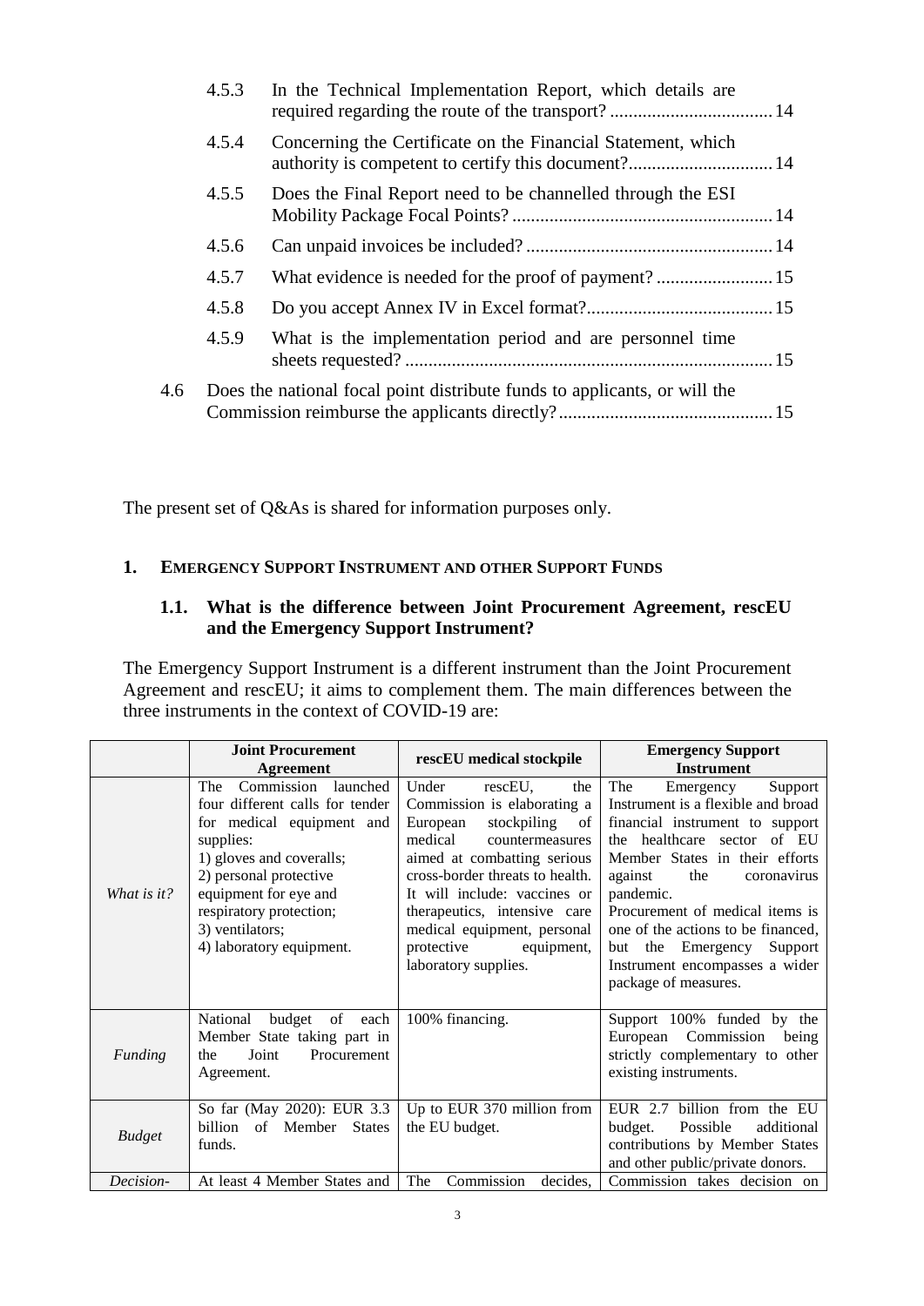4.5.3 In the Technical Implementation Report, which details are required regarding the route of the transport? ................................... 14

4.5.4 Concerning the Certificate on the Financial Statement, which authority is competent to certify this document?............................... 14

4.5.5 Does the Final Report need to be channelled through the ESI Mobility Package Focal Points? ........................................................ 14

4.5.6 Can unpaid invoices be included? ..................................................... 14

4.5.7 What evidence is needed for the proof of payment? ......................... 15

4.5.8 Do you accept Annex IV in Excel format?........................................ 15

4.5.9 What is the implementation period and are personnel time sheets requested? .............................................................................. 15

4.6 Does the national focal point distribute funds to applicants, or will the Commission reimburse the applicants directly?............................................. 15

The present set of Q&As is shared for information purposes only.

## 1. Emergency Support Instrument and other Support Funds

### 1.1. What is the difference between Joint Procurement Agreement, rescEU and the Emergency Support Instrument?

The Emergency Support Instrument is a different instrument than the Joint Procurement Agreement and rescEU; it aims to complement them. The main differences between the three instruments in the context of COVID-19 are:

| | Joint Procurement Agreement | rescEU medical stockpile | Emergency Support Instrument |
|---|---|---|---|
| *What is it?* | The Commission launched four different calls for tender for medical equipment and supplies:<br>1) gloves and coveralls;<br>2) personal protective equipment for eye and respiratory protection;<br>3) ventilators;<br>4) laboratory equipment. | Under rescEU, the Commission is elaborating a European stockpiling of medical countermeasures aimed at combatting serious cross-border threats to health. It will include: vaccines or therapeutics, intensive care medical equipment, personal protective equipment, laboratory supplies. | The Emergency Support Instrument is a flexible and broad financial instrument to support the healthcare sector of EU Member States in their efforts against the coronavirus pandemic.<br>Procurement of medical items is one of the actions to be financed, but the Emergency Support Instrument encompasses a wider package of measures. |
| *Funding* | National budget of each Member State taking part in the Joint Procurement Agreement. | 100% financing. | Support 100% funded by the European Commission being strictly complementary to other existing instruments. |
| *Budget* | So far (May 2020): EUR 3.3 billion of Member States funds. | Up to EUR 370 million from the EU budget. | EUR 2.7 billion from the EU budget. Possible additional contributions by Member States and other public/private donors. |
| *Decision-* | At least 4 Member States and | The Commission decides, | Commission takes decision on |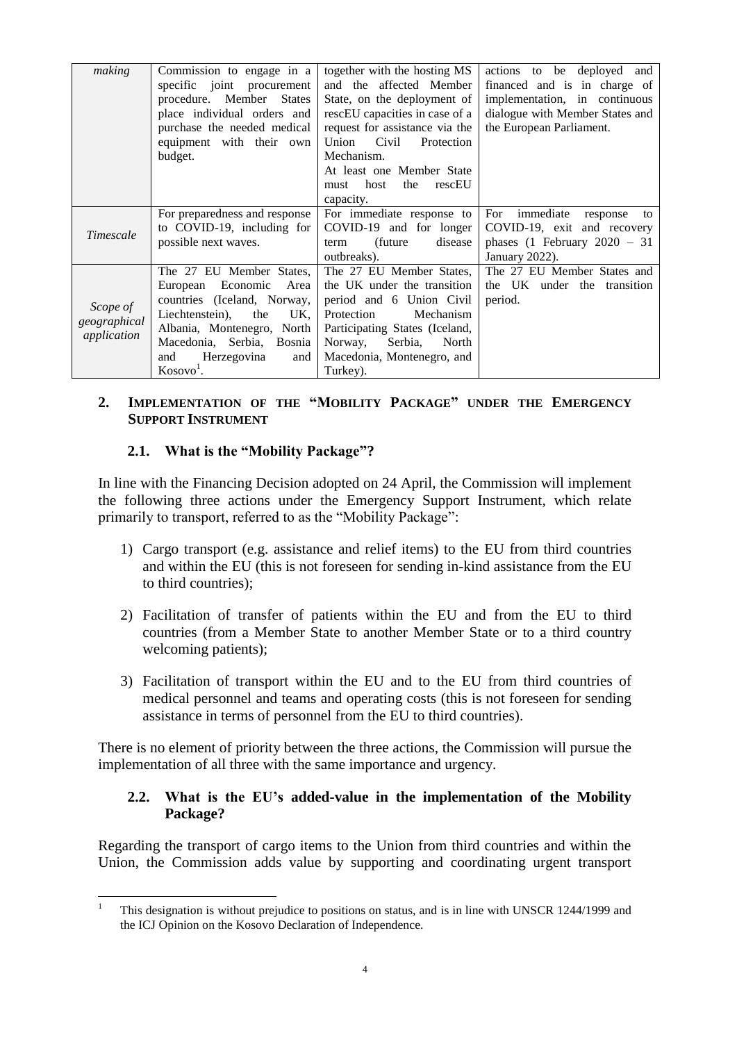| | | | |
|---|---|---|---|
| *making* | Commission to engage in a specific joint procurement procedure. Member States place individual orders and purchase the needed medical equipment with their own budget. | together with the hosting MS and the affected Member State, on the deployment of rescEU capacities in case of a request for assistance via the Union Civil Protection Mechanism. At least one Member State must host the rescEU capacity. | actions to be deployed and financed and is in charge of implementation, in continuous dialogue with Member States and the European Parliament. |
| *Timescale* | For preparedness and response to COVID-19, including for possible next waves. | For immediate response to COVID-19 and for longer term (future disease outbreaks). | For immediate response to COVID-19, exit and recovery phases (1 February 2020 – 31 January 2022). |
| *Scope of geographical application* | The 27 EU Member States, European Economic Area countries (Iceland, Norway, Liechtenstein), the UK, Albania, Montenegro, North Macedonia, Serbia, Bosnia and Herzegovina and Kosovo[1]. | The 27 EU Member States, the UK under the transition period and 6 Union Civil Protection Mechanism Participating States (Iceland, Norway, Serbia, North Macedonia, Montenegro, and Turkey). | The 27 EU Member States and the UK under the transition period. |

## 2. Implementation of the "Mobility Package" under the Emergency Support Instrument

### 2.1. What is the "Mobility Package"?

In line with the Financing Decision adopted on 24 April, the Commission will implement the following three actions under the Emergency Support Instrument, which relate primarily to transport, referred to as the "Mobility Package":

1) Cargo transport (e.g. assistance and relief items) to the EU from third countries and within the EU (this is not foreseen for sending in-kind assistance from the EU to third countries);

2) Facilitation of transfer of patients within the EU and from the EU to third countries (from a Member State to another Member State or to a third country welcoming patients);

3) Facilitation of transport within the EU and to the EU from third countries of medical personnel and teams and operating costs (this is not foreseen for sending assistance in terms of personnel from the EU to third countries).

There is no element of priority between the three actions, the Commission will pursue the implementation of all three with the same importance and urgency.

### 2.2. What is the EU's added-value in the implementation of the Mobility Package?

Regarding the transport of cargo items to the Union from third countries and within the Union, the Commission adds value by supporting and coordinating urgent transport

[1] This designation is without prejudice to positions on status, and is in line with UNSCR 1244/1999 and the ICJ Opinion on the Kosovo Declaration of Independence.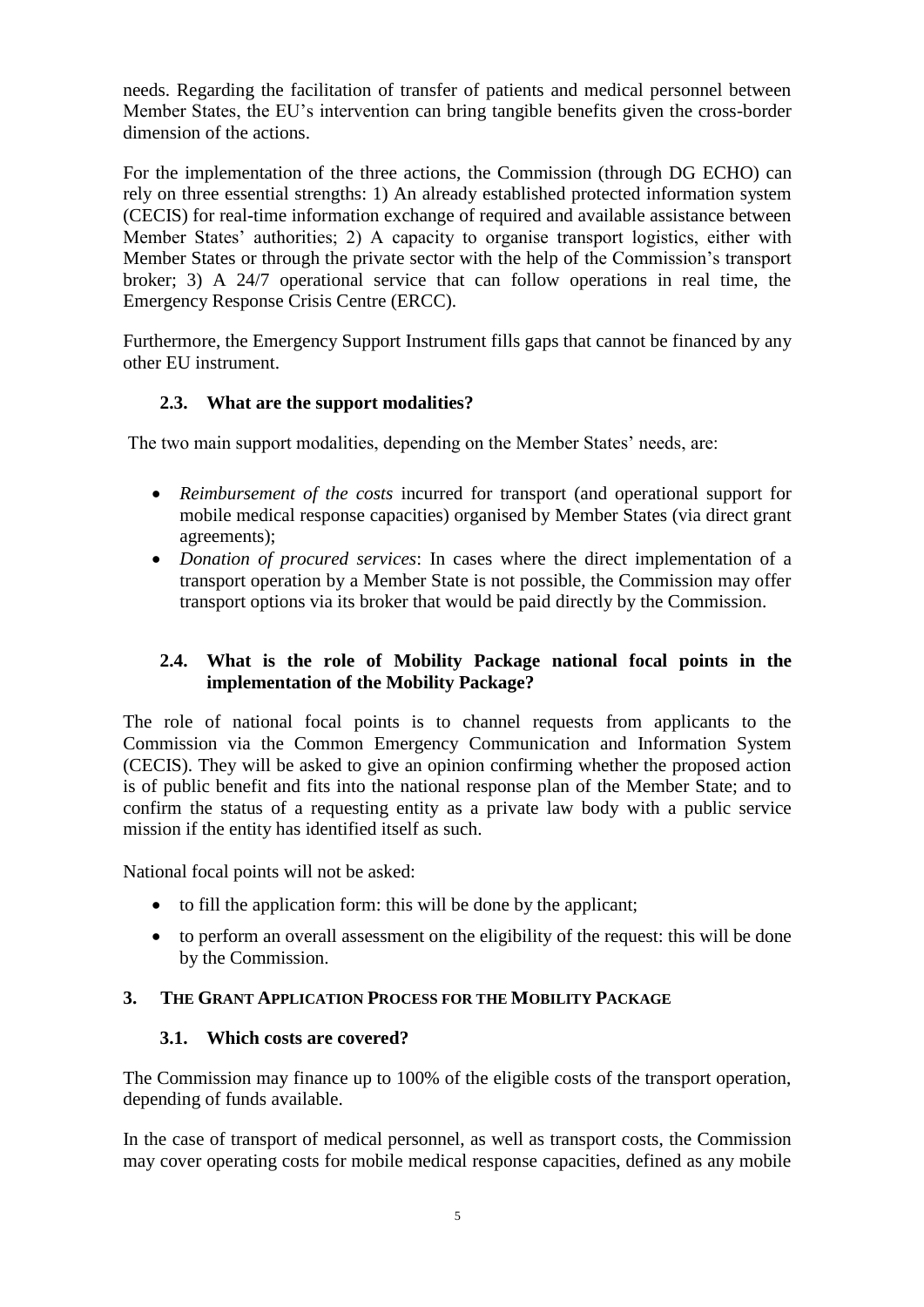needs. Regarding the facilitation of transfer of patients and medical personnel between Member States, the EU's intervention can bring tangible benefits given the cross-border dimension of the actions.

For the implementation of the three actions, the Commission (through DG ECHO) can rely on three essential strengths: 1) An already established protected information system (CECIS) for real-time information exchange of required and available assistance between Member States' authorities; 2) A capacity to organise transport logistics, either with Member States or through the private sector with the help of the Commission's transport broker; 3) A 24/7 operational service that can follow operations in real time, the Emergency Response Crisis Centre (ERCC).

Furthermore, the Emergency Support Instrument fills gaps that cannot be financed by any other EU instrument.

### 2.3. What are the support modalities?

The two main support modalities, depending on the Member States' needs, are:

- *Reimbursement of the costs* incurred for transport (and operational support for mobile medical response capacities) organised by Member States (via direct grant agreements);
- *Donation of procured services*: In cases where the direct implementation of a transport operation by a Member State is not possible, the Commission may offer transport options via its broker that would be paid directly by the Commission.

### 2.4. What is the role of Mobility Package national focal points in the implementation of the Mobility Package?

The role of national focal points is to channel requests from applicants to the Commission via the Common Emergency Communication and Information System (CECIS). They will be asked to give an opinion confirming whether the proposed action is of public benefit and fits into the national response plan of the Member State; and to confirm the status of a requesting entity as a private law body with a public service mission if the entity has identified itself as such.

National focal points will not be asked:

- to fill the application form: this will be done by the applicant;
- to perform an overall assessment on the eligibility of the request: this will be done by the Commission.

## 3. THE GRANT APPLICATION PROCESS FOR THE MOBILITY PACKAGE

### 3.1. Which costs are covered?

The Commission may finance up to 100% of the eligible costs of the transport operation, depending of funds available.

In the case of transport of medical personnel, as well as transport costs, the Commission may cover operating costs for mobile medical response capacities, defined as any mobile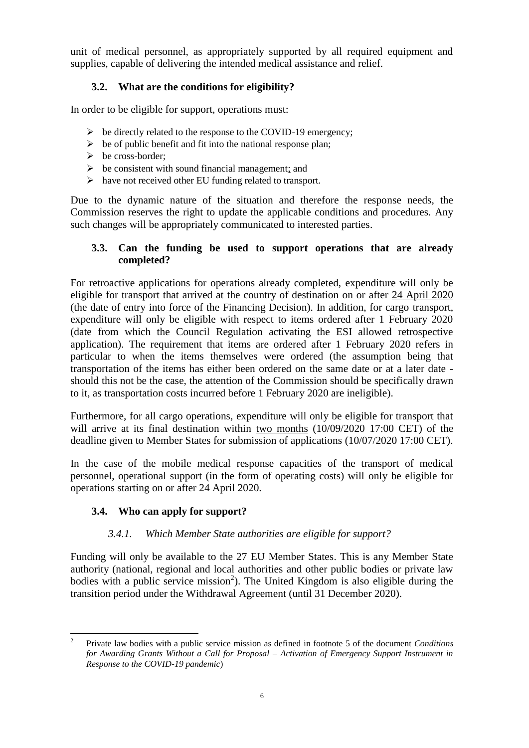unit of medical personnel, as appropriately supported by all required equipment and supplies, capable of delivering the intended medical assistance and relief.

### 3.2. What are the conditions for eligibility?

In order to be eligible for support, operations must:

- be directly related to the response to the COVID-19 emergency;
- be of public benefit and fit into the national response plan;
- be cross-border;
- be consistent with sound financial management; and
- have not received other EU funding related to transport.

Due to the dynamic nature of the situation and therefore the response needs, the Commission reserves the right to update the applicable conditions and procedures. Any such changes will be appropriately communicated to interested parties.

### 3.3. Can the funding be used to support operations that are already completed?

For retroactive applications for operations already completed, expenditure will only be eligible for transport that arrived at the country of destination on or after 24 April 2020 (the date of entry into force of the Financing Decision). In addition, for cargo transport, expenditure will only be eligible with respect to items ordered after 1 February 2020 (date from which the Council Regulation activating the ESI allowed retrospective application). The requirement that items are ordered after 1 February 2020 refers in particular to when the items themselves were ordered (the assumption being that transportation of the items has either been ordered on the same date or at a later date - should this not be the case, the attention of the Commission should be specifically drawn to it, as transportation costs incurred before 1 February 2020 are ineligible).

Furthermore, for all cargo operations, expenditure will only be eligible for transport that will arrive at its final destination within two months (10/09/2020 17:00 CET) of the deadline given to Member States for submission of applications (10/07/2020 17:00 CET).

In the case of the mobile medical response capacities of the transport of medical personnel, operational support (in the form of operating costs) will only be eligible for operations starting on or after 24 April 2020.

### 3.4. Who can apply for support?

#### *3.4.1. Which Member State authorities are eligible for support?*

Funding will only be available to the 27 EU Member States. This is any Member State authority (national, regional and local authorities and other public bodies or private law bodies with a public service mission[2]). The United Kingdom is also eligible during the transition period under the Withdrawal Agreement (until 31 December 2020).

[2] Private law bodies with a public service mission as defined in footnote 5 of the document *Conditions for Awarding Grants Without a Call for Proposal – Activation of Emergency Support Instrument in Response to the COVID-19 pandemic*)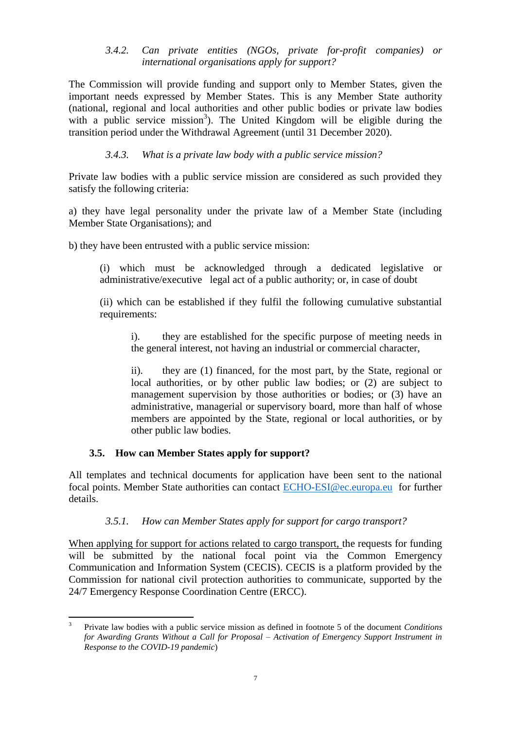#### *3.4.2. Can private entities (NGOs, private for-profit companies) or international organisations apply for support?*

The Commission will provide funding and support only to Member States, given the important needs expressed by Member States. This is any Member State authority (national, regional and local authorities and other public bodies or private law bodies with a public service mission[3]). The United Kingdom will be eligible during the transition period under the Withdrawal Agreement (until 31 December 2020).

#### *3.4.3. What is a private law body with a public service mission?*

Private law bodies with a public service mission are considered as such provided they satisfy the following criteria:

a) they have legal personality under the private law of a Member State (including Member State Organisations); and

b) they have been entrusted with a public service mission:

> (i) which must be acknowledged through a dedicated legislative or administrative/executive legal act of a public authority; or, in case of doubt
>
> (ii) which can be established if they fulfil the following cumulative substantial requirements:
>
> > i). they are established for the specific purpose of meeting needs in the general interest, not having an industrial or commercial character,
> >
> > ii). they are (1) financed, for the most part, by the State, regional or local authorities, or by other public law bodies; or (2) are subject to management supervision by those authorities or bodies; or (3) have an administrative, managerial or supervisory board, more than half of whose members are appointed by the State, regional or local authorities, or by other public law bodies.

### 3.5. How can Member States apply for support?

All templates and technical documents for application have been sent to the national focal points. Member State authorities can contact [ECHO-ESI@ec.europa.eu](mailto:ECHO-ESI@ec.europa.eu) for further details.

#### *3.5.1. How can Member States apply for support for cargo transport?*

<u>When applying for support for actions related to cargo transport,</u> the requests for funding will be submitted by the national focal point via the Common Emergency Communication and Information System (CECIS). CECIS is a platform provided by the Commission for national civil protection authorities to communicate, supported by the 24/7 Emergency Response Coordination Centre (ERCC).

---

[3] Private law bodies with a public service mission as defined in footnote 5 of the document *Conditions for Awarding Grants Without a Call for Proposal – Activation of Emergency Support Instrument in Response to the COVID-19 pandemic*)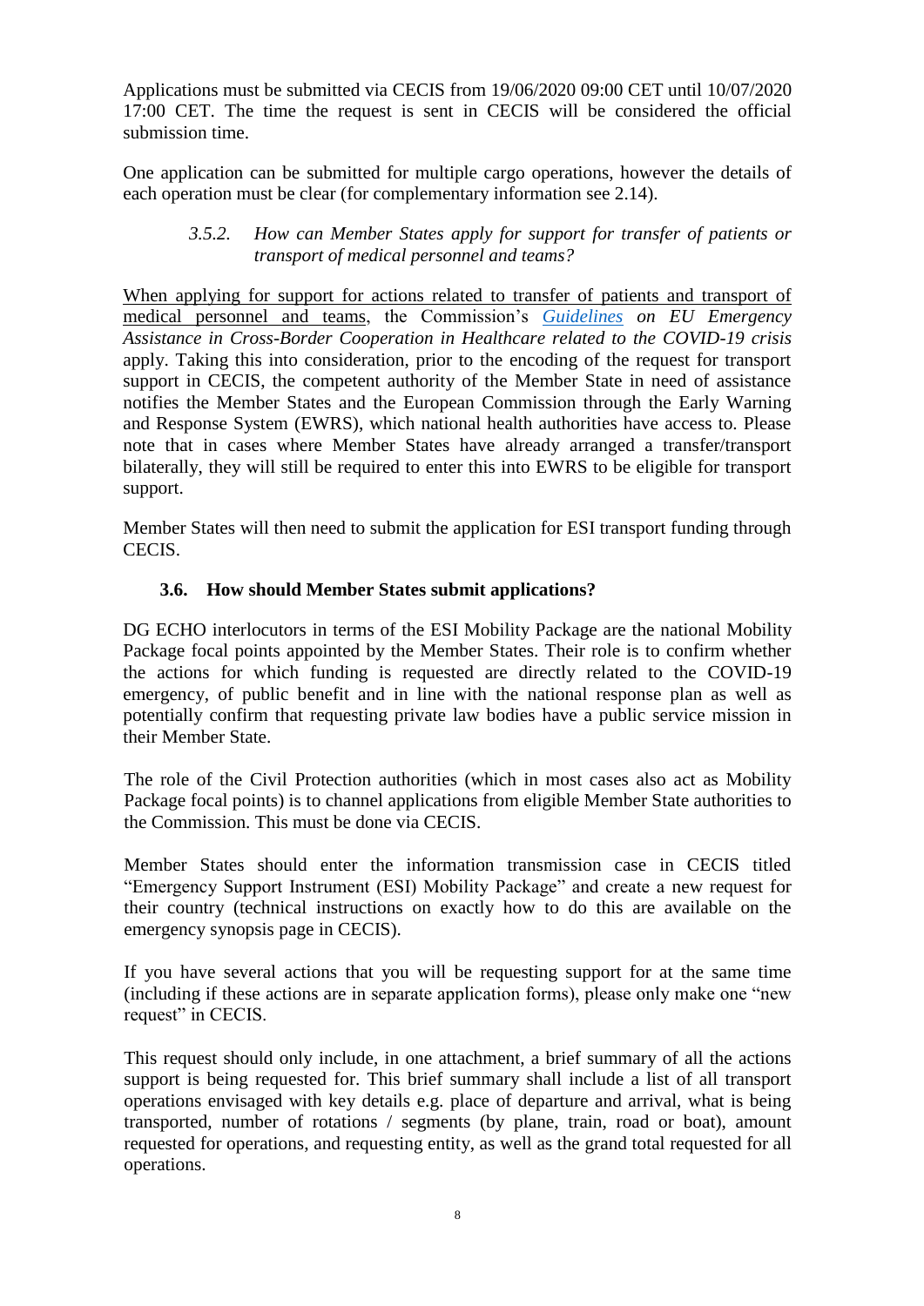Applications must be submitted via CECIS from 19/06/2020 09:00 CET until 10/07/2020 17:00 CET. The time the request is sent in CECIS will be considered the official submission time.

One application can be submitted for multiple cargo operations, however the details of each operation must be clear (for complementary information see 2.14).

#### *3.5.2. How can Member States apply for support for transfer of patients or transport of medical personnel and teams?*

When applying for support for actions related to transfer of patients and transport of medical personnel and teams, the Commission's *Guidelines on EU Emergency Assistance in Cross-Border Cooperation in Healthcare related to the COVID-19 crisis* apply. Taking this into consideration, prior to the encoding of the request for transport support in CECIS, the competent authority of the Member State in need of assistance notifies the Member States and the European Commission through the Early Warning and Response System (EWRS), which national health authorities have access to. Please note that in cases where Member States have already arranged a transfer/transport bilaterally, they will still be required to enter this into EWRS to be eligible for transport support.

Member States will then need to submit the application for ESI transport funding through CECIS.

### 3.6. How should Member States submit applications?

DG ECHO interlocutors in terms of the ESI Mobility Package are the national Mobility Package focal points appointed by the Member States. Their role is to confirm whether the actions for which funding is requested are directly related to the COVID-19 emergency, of public benefit and in line with the national response plan as well as potentially confirm that requesting private law bodies have a public service mission in their Member State.

The role of the Civil Protection authorities (which in most cases also act as Mobility Package focal points) is to channel applications from eligible Member State authorities to the Commission. This must be done via CECIS.

Member States should enter the information transmission case in CECIS titled "Emergency Support Instrument (ESI) Mobility Package" and create a new request for their country (technical instructions on exactly how to do this are available on the emergency synopsis page in CECIS).

If you have several actions that you will be requesting support for at the same time (including if these actions are in separate application forms), please only make one "new request" in CECIS.

This request should only include, in one attachment, a brief summary of all the actions support is being requested for. This brief summary shall include a list of all transport operations envisaged with key details e.g. place of departure and arrival, what is being transported, number of rotations / segments (by plane, train, road or boat), amount requested for operations, and requesting entity, as well as the grand total requested for all operations.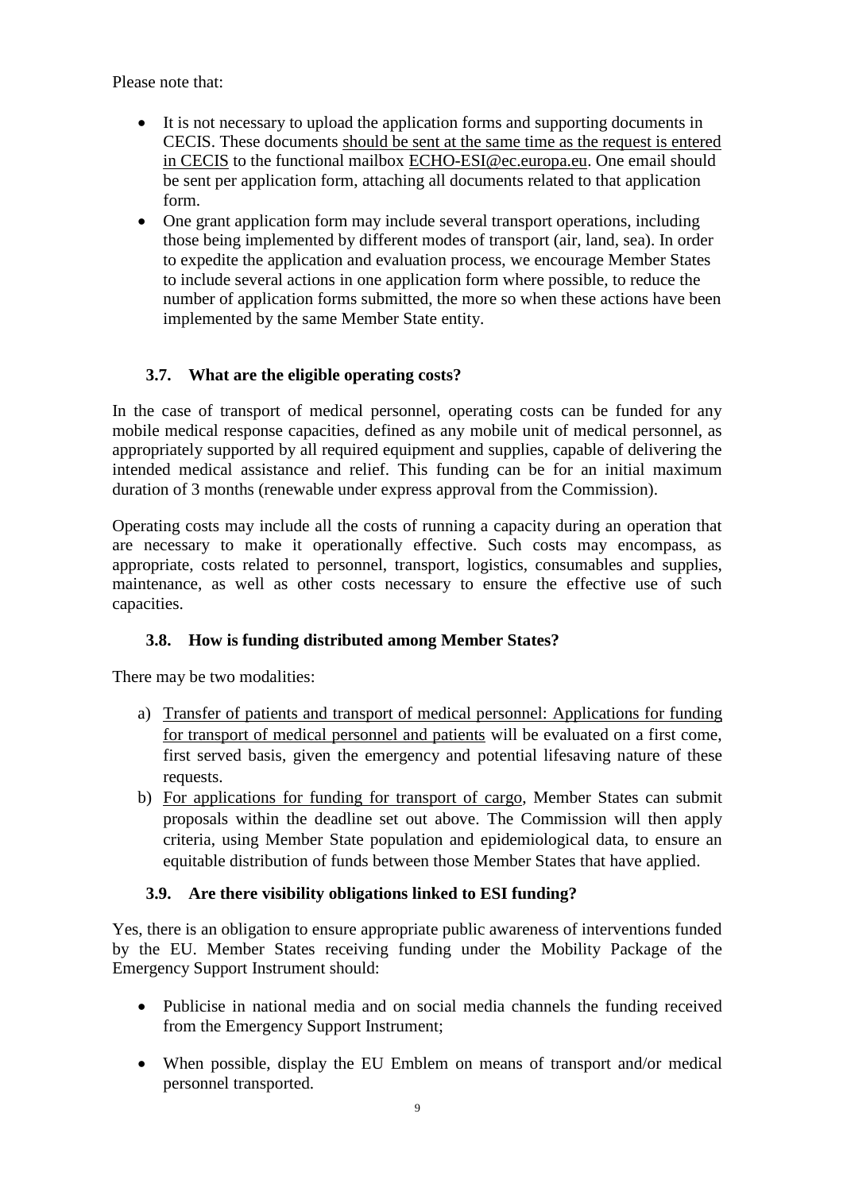Please note that:

- It is not necessary to upload the application forms and supporting documents in CECIS. These documents should be sent at the same time as the request is entered in CECIS to the functional mailbox ECHO-ESI@ec.europa.eu. One email should be sent per application form, attaching all documents related to that application form.
- One grant application form may include several transport operations, including those being implemented by different modes of transport (air, land, sea). In order to expedite the application and evaluation process, we encourage Member States to include several actions in one application form where possible, to reduce the number of application forms submitted, the more so when these actions have been implemented by the same Member State entity.

### 3.7. What are the eligible operating costs?

In the case of transport of medical personnel, operating costs can be funded for any mobile medical response capacities, defined as any mobile unit of medical personnel, as appropriately supported by all required equipment and supplies, capable of delivering the intended medical assistance and relief. This funding can be for an initial maximum duration of 3 months (renewable under express approval from the Commission).

Operating costs may include all the costs of running a capacity during an operation that are necessary to make it operationally effective. Such costs may encompass, as appropriate, costs related to personnel, transport, logistics, consumables and supplies, maintenance, as well as other costs necessary to ensure the effective use of such capacities.

### 3.8. How is funding distributed among Member States?

There may be two modalities:

a) Transfer of patients and transport of medical personnel: Applications for funding for transport of medical personnel and patients will be evaluated on a first come, first served basis, given the emergency and potential lifesaving nature of these requests.
b) For applications for funding for transport of cargo, Member States can submit proposals within the deadline set out above. The Commission will then apply criteria, using Member State population and epidemiological data, to ensure an equitable distribution of funds between those Member States that have applied.

### 3.9. Are there visibility obligations linked to ESI funding?

Yes, there is an obligation to ensure appropriate public awareness of interventions funded by the EU. Member States receiving funding under the Mobility Package of the Emergency Support Instrument should:

- Publicise in national media and on social media channels the funding received from the Emergency Support Instrument;
- When possible, display the EU Emblem on means of transport and/or medical personnel transported.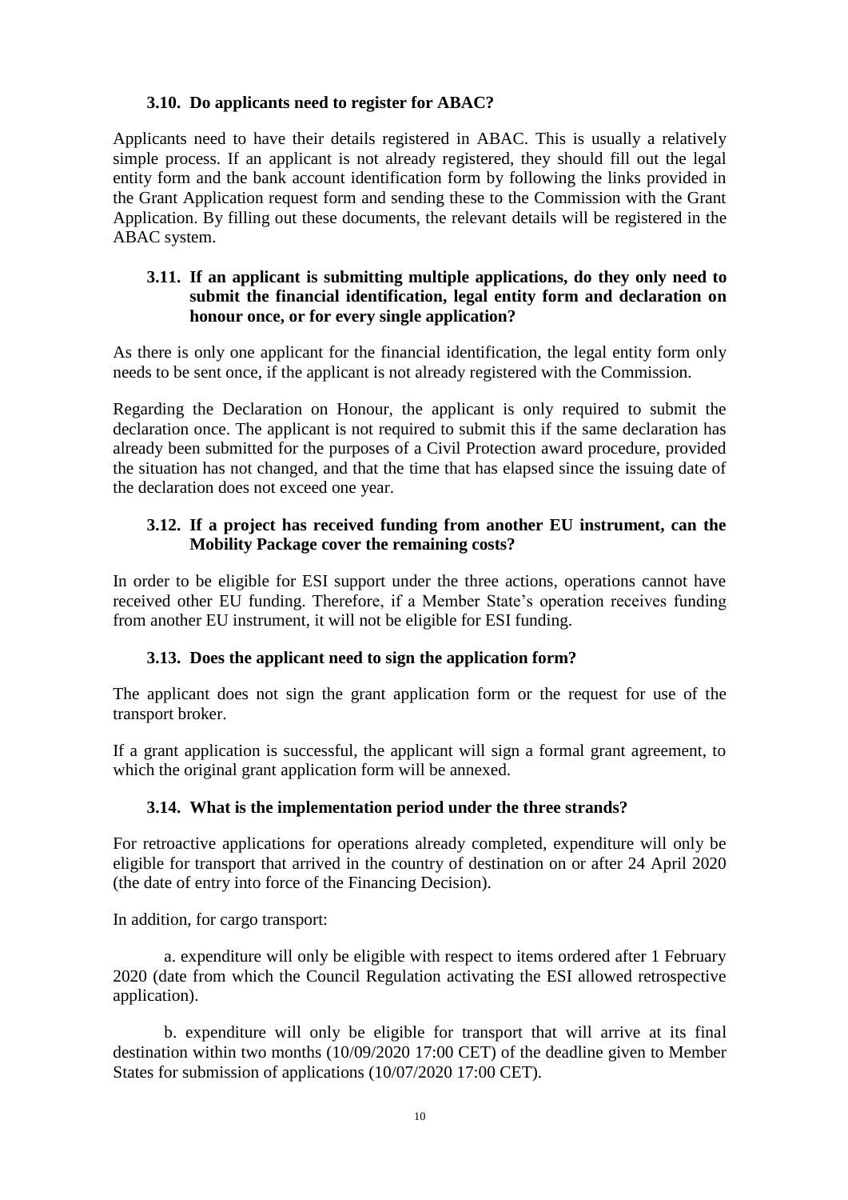### 3.10. Do applicants need to register for ABAC?

Applicants need to have their details registered in ABAC. This is usually a relatively simple process. If an applicant is not already registered, they should fill out the legal entity form and the bank account identification form by following the links provided in the Grant Application request form and sending these to the Commission with the Grant Application. By filling out these documents, the relevant details will be registered in the ABAC system.

### 3.11. If an applicant is submitting multiple applications, do they only need to submit the financial identification, legal entity form and declaration on honour once, or for every single application?

As there is only one applicant for the financial identification, the legal entity form only needs to be sent once, if the applicant is not already registered with the Commission.

Regarding the Declaration on Honour, the applicant is only required to submit the declaration once. The applicant is not required to submit this if the same declaration has already been submitted for the purposes of a Civil Protection award procedure, provided the situation has not changed, and that the time that has elapsed since the issuing date of the declaration does not exceed one year.

### 3.12. If a project has received funding from another EU instrument, can the Mobility Package cover the remaining costs?

In order to be eligible for ESI support under the three actions, operations cannot have received other EU funding. Therefore, if a Member State's operation receives funding from another EU instrument, it will not be eligible for ESI funding.

### 3.13. Does the applicant need to sign the application form?

The applicant does not sign the grant application form or the request for use of the transport broker.

If a grant application is successful, the applicant will sign a formal grant agreement, to which the original grant application form will be annexed.

### 3.14. What is the implementation period under the three strands?

For retroactive applications for operations already completed, expenditure will only be eligible for transport that arrived in the country of destination on or after 24 April 2020 (the date of entry into force of the Financing Decision).

In addition, for cargo transport:

a. expenditure will only be eligible with respect to items ordered after 1 February 2020 (date from which the Council Regulation activating the ESI allowed retrospective application).

b. expenditure will only be eligible for transport that will arrive at its final destination within two months (10/09/2020 17:00 CET) of the deadline given to Member States for submission of applications (10/07/2020 17:00 CET).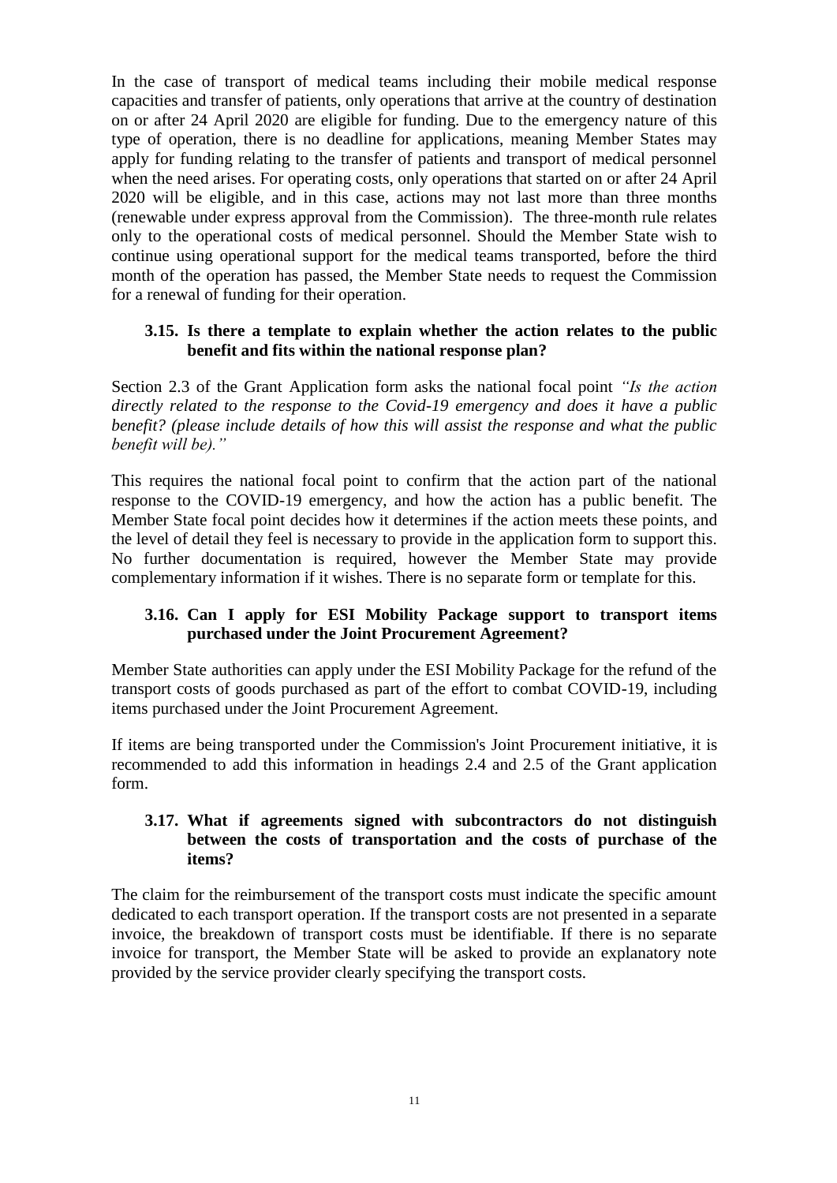In the case of transport of medical teams including their mobile medical response capacities and transfer of patients, only operations that arrive at the country of destination on or after 24 April 2020 are eligible for funding. Due to the emergency nature of this type of operation, there is no deadline for applications, meaning Member States may apply for funding relating to the transfer of patients and transport of medical personnel when the need arises. For operating costs, only operations that started on or after 24 April 2020 will be eligible, and in this case, actions may not last more than three months (renewable under express approval from the Commission). The three-month rule relates only to the operational costs of medical personnel. Should the Member State wish to continue using operational support for the medical teams transported, before the third month of the operation has passed, the Member State needs to request the Commission for a renewal of funding for their operation.

### 3.15. Is there a template to explain whether the action relates to the public benefit and fits within the national response plan?

Section 2.3 of the Grant Application form asks the national focal point *"Is the action directly related to the response to the Covid-19 emergency and does it have a public benefit? (please include details of how this will assist the response and what the public benefit will be)."*

This requires the national focal point to confirm that the action part of the national response to the COVID-19 emergency, and how the action has a public benefit. The Member State focal point decides how it determines if the action meets these points, and the level of detail they feel is necessary to provide in the application form to support this. No further documentation is required, however the Member State may provide complementary information if it wishes. There is no separate form or template for this.

### 3.16. Can I apply for ESI Mobility Package support to transport items purchased under the Joint Procurement Agreement?

Member State authorities can apply under the ESI Mobility Package for the refund of the transport costs of goods purchased as part of the effort to combat COVID-19, including items purchased under the Joint Procurement Agreement.

If items are being transported under the Commission's Joint Procurement initiative, it is recommended to add this information in headings 2.4 and 2.5 of the Grant application form.

### 3.17. What if agreements signed with subcontractors do not distinguish between the costs of transportation and the costs of purchase of the items?

The claim for the reimbursement of the transport costs must indicate the specific amount dedicated to each transport operation. If the transport costs are not presented in a separate invoice, the breakdown of transport costs must be identifiable. If there is no separate invoice for transport, the Member State will be asked to provide an explanatory note provided by the service provider clearly specifying the transport costs.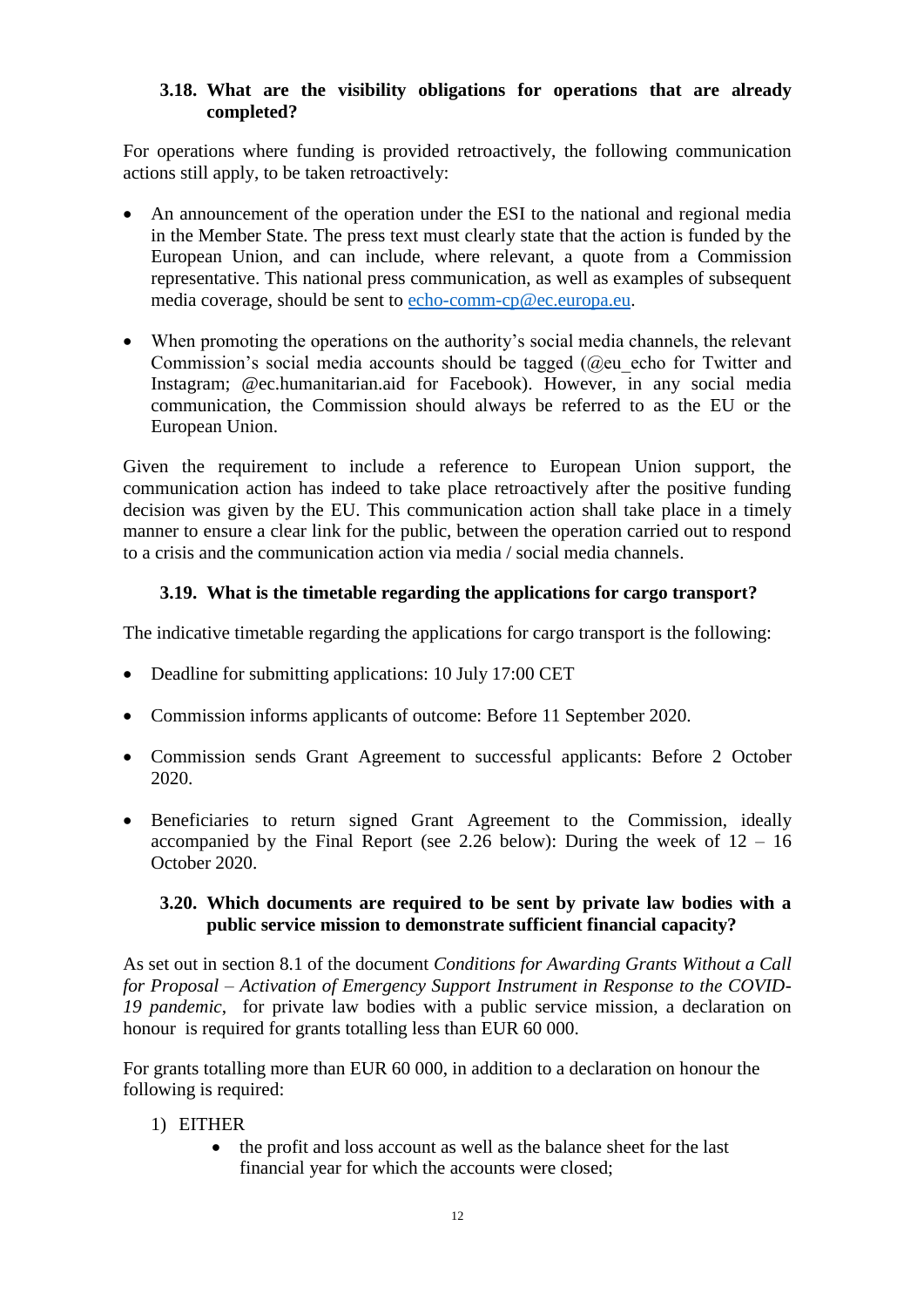### 3.18. What are the visibility obligations for operations that are already completed?

For operations where funding is provided retroactively, the following communication actions still apply, to be taken retroactively:

- An announcement of the operation under the ESI to the national and regional media in the Member State. The press text must clearly state that the action is funded by the European Union, and can include, where relevant, a quote from a Commission representative. This national press communication, as well as examples of subsequent media coverage, should be sent to [echo-comm-cp@ec.europa.eu](mailto:echo-comm-cp@ec.europa.eu).

- When promoting the operations on the authority's social media channels, the relevant Commission's social media accounts should be tagged (@eu_echo for Twitter and Instagram; @ec.humanitarian.aid for Facebook). However, in any social media communication, the Commission should always be referred to as the EU or the European Union.

Given the requirement to include a reference to European Union support, the communication action has indeed to take place retroactively after the positive funding decision was given by the EU. This communication action shall take place in a timely manner to ensure a clear link for the public, between the operation carried out to respond to a crisis and the communication action via media / social media channels.

### 3.19. What is the timetable regarding the applications for cargo transport?

The indicative timetable regarding the applications for cargo transport is the following:

- Deadline for submitting applications: 10 July 17:00 CET

- Commission informs applicants of outcome: Before 11 September 2020.

- Commission sends Grant Agreement to successful applicants: Before 2 October 2020.

- Beneficiaries to return signed Grant Agreement to the Commission, ideally accompanied by the Final Report (see 2.26 below): During the week of 12 – 16 October 2020.

### 3.20. Which documents are required to be sent by private law bodies with a public service mission to demonstrate sufficient financial capacity?

As set out in section 8.1 of the document *Conditions for Awarding Grants Without a Call for Proposal – Activation of Emergency Support Instrument in Response to the COVID-19 pandemic*, for private law bodies with a public service mission, a declaration on honour is required for grants totalling less than EUR 60 000.

For grants totalling more than EUR 60 000, in addition to a declaration on honour the following is required:

1) EITHER
    - the profit and loss account as well as the balance sheet for the last financial year for which the accounts were closed;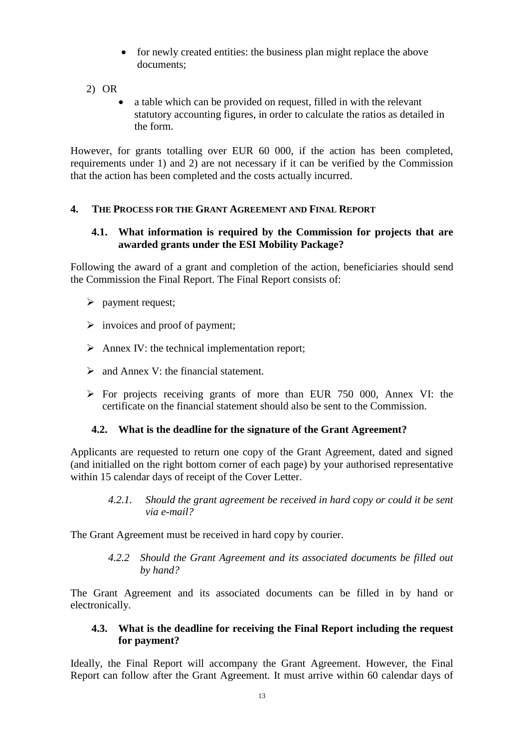- for newly created entities: the business plan might replace the above documents;

2) OR
   - a table which can be provided on request, filled in with the relevant statutory accounting figures, in order to calculate the ratios as detailed in the form.

However, for grants totalling over EUR 60 000, if the action has been completed, requirements under 1) and 2) are not necessary if it can be verified by the Commission that the action has been completed and the costs actually incurred.

## 4. The Process for the Grant Agreement and Final Report

### 4.1. What information is required by the Commission for projects that are awarded grants under the ESI Mobility Package?

Following the award of a grant and completion of the action, beneficiaries should send the Commission the Final Report. The Final Report consists of:

- payment request;
- invoices and proof of payment;
- Annex IV: the technical implementation report;
- and Annex V: the financial statement.
- For projects receiving grants of more than EUR 750 000, Annex VI: the certificate on the financial statement should also be sent to the Commission.

### 4.2. What is the deadline for the signature of the Grant Agreement?

Applicants are requested to return one copy of the Grant Agreement, dated and signed (and initialled on the right bottom corner of each page) by your authorised representative within 15 calendar days of receipt of the Cover Letter.

#### *4.2.1. Should the grant agreement be received in hard copy or could it be sent via e-mail?*

The Grant Agreement must be received in hard copy by courier.

#### *4.2.2 Should the Grant Agreement and its associated documents be filled out by hand?*

The Grant Agreement and its associated documents can be filled in by hand or electronically.

### 4.3. What is the deadline for receiving the Final Report including the request for payment?

Ideally, the Final Report will accompany the Grant Agreement. However, the Final Report can follow after the Grant Agreement. It must arrive within 60 calendar days of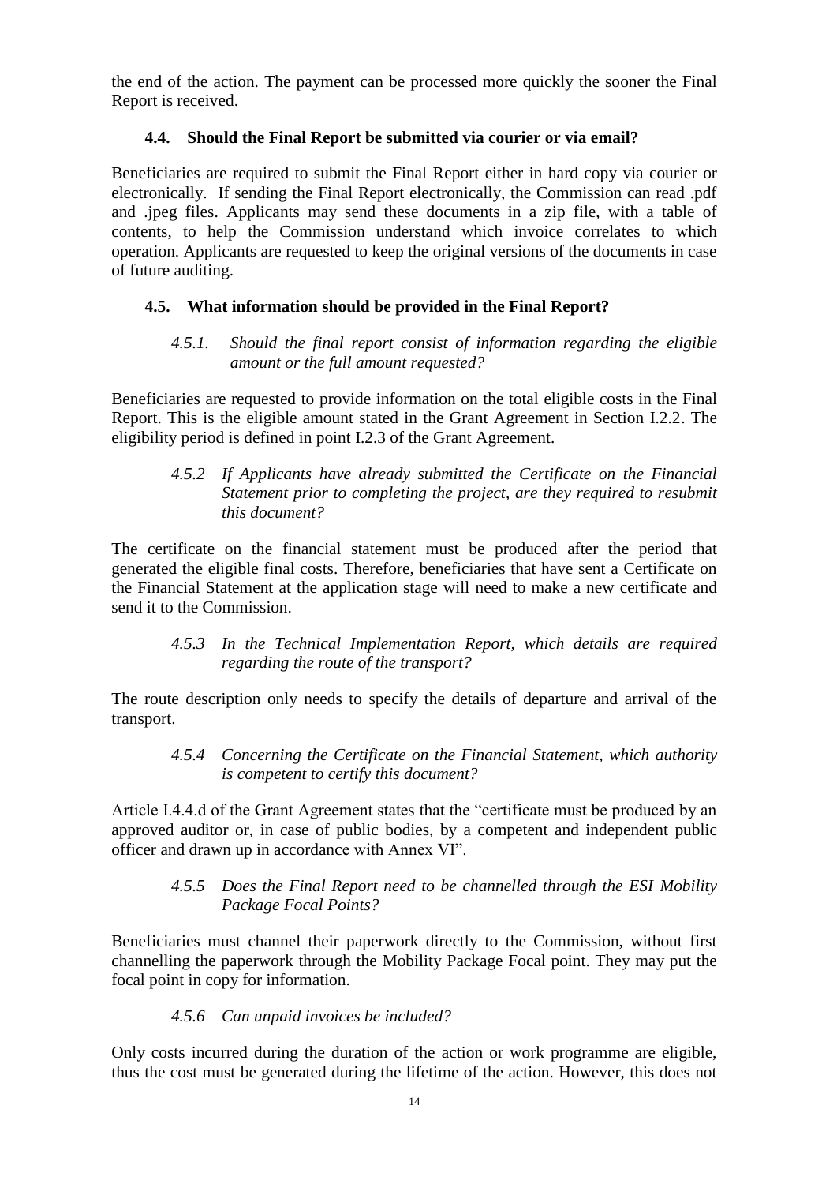the end of the action. The payment can be processed more quickly the sooner the Final Report is received.

### 4.4. Should the Final Report be submitted via courier or via email?

Beneficiaries are required to submit the Final Report either in hard copy via courier or electronically. If sending the Final Report electronically, the Commission can read .pdf and .jpeg files. Applicants may send these documents in a zip file, with a table of contents, to help the Commission understand which invoice correlates to which operation. Applicants are requested to keep the original versions of the documents in case of future auditing.

### 4.5. What information should be provided in the Final Report?

#### *4.5.1. Should the final report consist of information regarding the eligible amount or the full amount requested?*

Beneficiaries are requested to provide information on the total eligible costs in the Final Report. This is the eligible amount stated in the Grant Agreement in Section I.2.2. The eligibility period is defined in point I.2.3 of the Grant Agreement.

#### *4.5.2 If Applicants have already submitted the Certificate on the Financial Statement prior to completing the project, are they required to resubmit this document?*

The certificate on the financial statement must be produced after the period that generated the eligible final costs. Therefore, beneficiaries that have sent a Certificate on the Financial Statement at the application stage will need to make a new certificate and send it to the Commission.

#### *4.5.3 In the Technical Implementation Report, which details are required regarding the route of the transport?*

The route description only needs to specify the details of departure and arrival of the transport.

#### *4.5.4 Concerning the Certificate on the Financial Statement, which authority is competent to certify this document?*

Article I.4.4.d of the Grant Agreement states that the "certificate must be produced by an approved auditor or, in case of public bodies, by a competent and independent public officer and drawn up in accordance with Annex VI".

#### *4.5.5 Does the Final Report need to be channelled through the ESI Mobility Package Focal Points?*

Beneficiaries must channel their paperwork directly to the Commission, without first channelling the paperwork through the Mobility Package Focal point. They may put the focal point in copy for information.

#### *4.5.6 Can unpaid invoices be included?*

Only costs incurred during the duration of the action or work programme are eligible, thus the cost must be generated during the lifetime of the action. However, this does not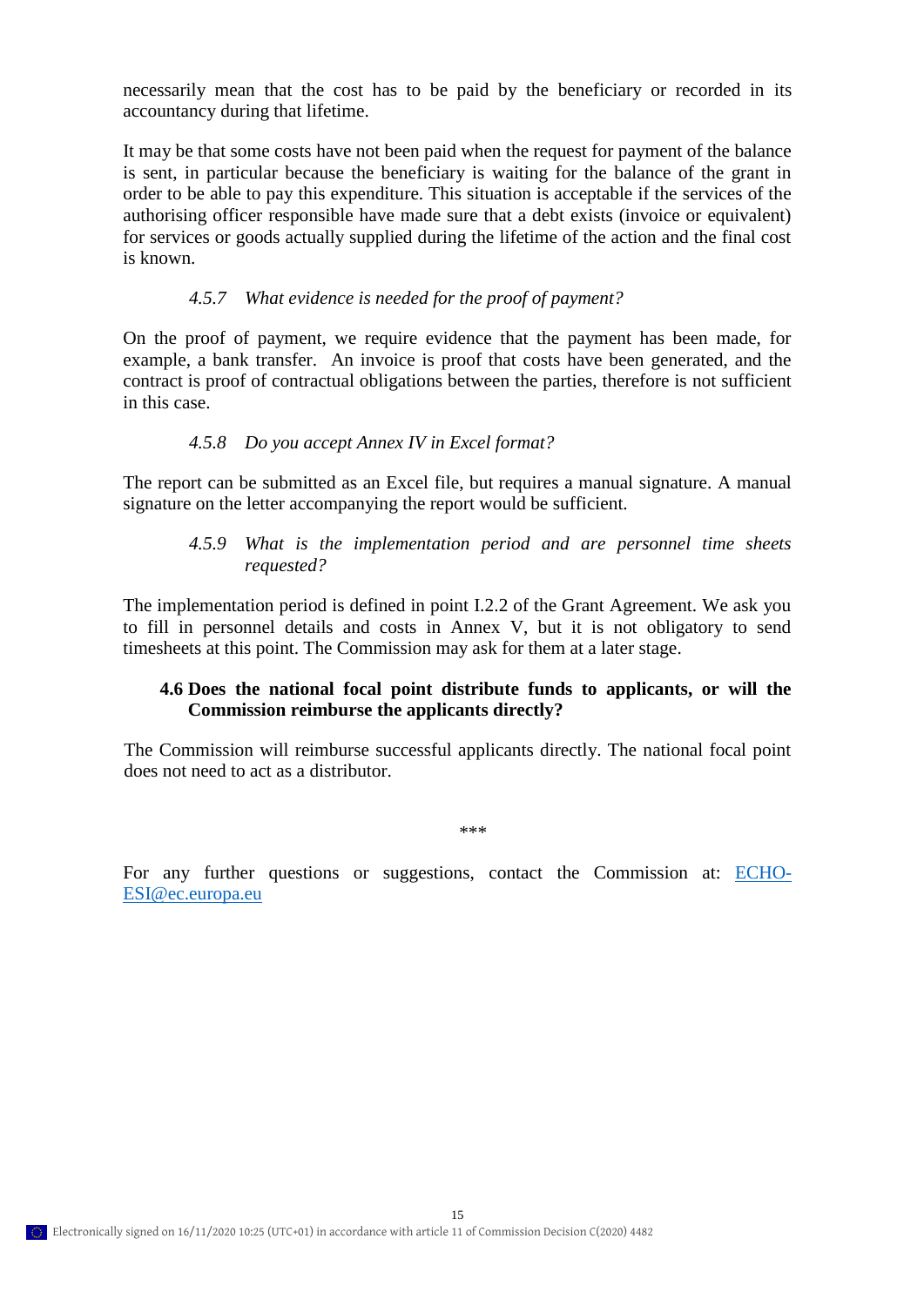necessarily mean that the cost has to be paid by the beneficiary or recorded in its accountancy during that lifetime.

It may be that some costs have not been paid when the request for payment of the balance is sent, in particular because the beneficiary is waiting for the balance of the grant in order to be able to pay this expenditure. This situation is acceptable if the services of the authorising officer responsible have made sure that a debt exists (invoice or equivalent) for services or goods actually supplied during the lifetime of the action and the final cost is known.

#### *4.5.7 What evidence is needed for the proof of payment?*

On the proof of payment, we require evidence that the payment has been made, for example, a bank transfer. An invoice is proof that costs have been generated, and the contract is proof of contractual obligations between the parties, therefore is not sufficient in this case.

#### *4.5.8 Do you accept Annex IV in Excel format?*

The report can be submitted as an Excel file, but requires a manual signature. A manual signature on the letter accompanying the report would be sufficient.

#### *4.5.9 What is the implementation period and are personnel time sheets requested?*

The implementation period is defined in point I.2.2 of the Grant Agreement. We ask you to fill in personnel details and costs in Annex V, but it is not obligatory to send timesheets at this point. The Commission may ask for them at a later stage.

### 4.6 Does the national focal point distribute funds to applicants, or will the Commission reimburse the applicants directly?

The Commission will reimburse successful applicants directly. The national focal point does not need to act as a distributor.

***

For any further questions or suggestions, contact the Commission at: [ECHO-ESI@ec.europa.eu](mailto:ECHO-ESI@ec.europa.eu)

Electronically signed on 16/11/2020 10:25 (UTC+01) in accordance with article 11 of Commission Decision C(2020) 4482